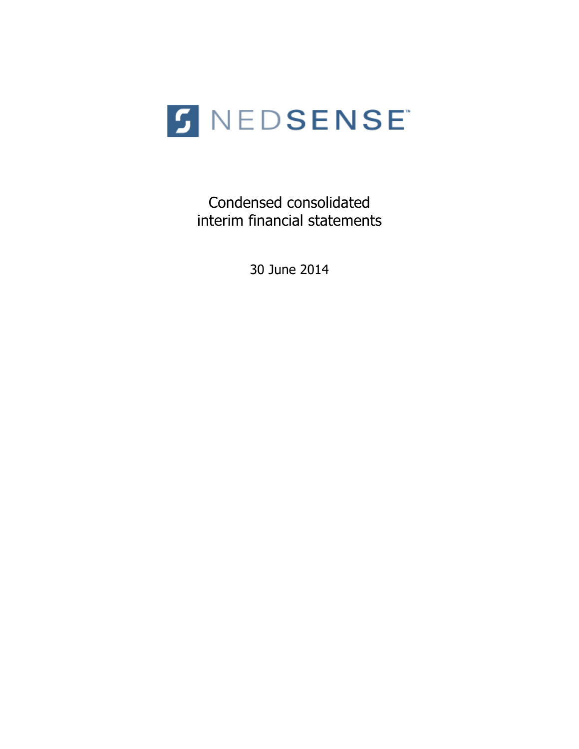# NEDSENSE

Condensed consolidated
interim financial statements

30 June 2014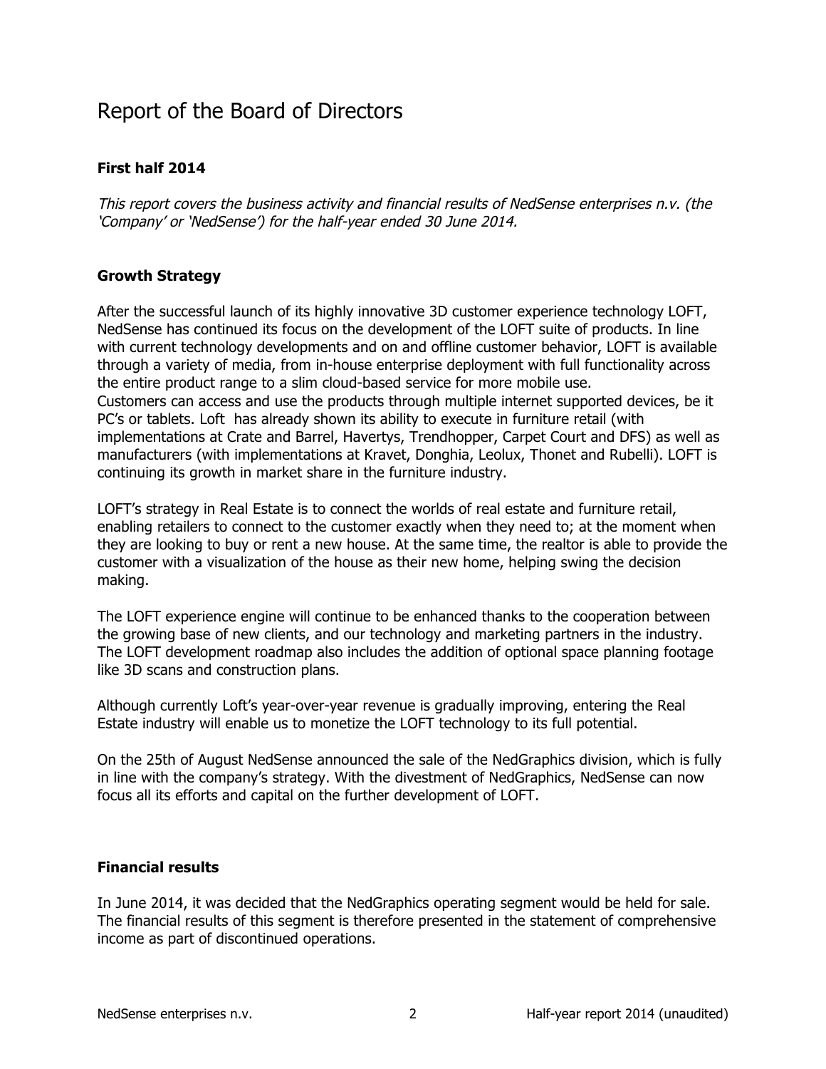# Report of the Board of Directors

**First half 2014**

*This report covers the business activity and financial results of NedSense enterprises n.v. (the 'Company' or 'NedSense') for the half-year ended 30 June 2014.*

**Growth Strategy**

After the successful launch of its highly innovative 3D customer experience technology LOFT, NedSense has continued its focus on the development of the LOFT suite of products. In line with current technology developments and on and offline customer behavior, LOFT is available through a variety of media, from in-house enterprise deployment with full functionality across the entire product range to a slim cloud-based service for more mobile use.
Customers can access and use the products through multiple internet supported devices, be it PC's or tablets. Loft has already shown its ability to execute in furniture retail (with implementations at Crate and Barrel, Havertys, Trendhopper, Carpet Court and DFS) as well as manufacturers (with implementations at Kravet, Donghia, Leolux, Thonet and Rubelli). LOFT is continuing its growth in market share in the furniture industry.

LOFT's strategy in Real Estate is to connect the worlds of real estate and furniture retail, enabling retailers to connect to the customer exactly when they need to; at the moment when they are looking to buy or rent a new house. At the same time, the realtor is able to provide the customer with a visualization of the house as their new home, helping swing the decision making.

The LOFT experience engine will continue to be enhanced thanks to the cooperation between the growing base of new clients, and our technology and marketing partners in the industry. The LOFT development roadmap also includes the addition of optional space planning footage like 3D scans and construction plans.

Although currently Loft's year-over-year revenue is gradually improving, entering the Real Estate industry will enable us to monetize the LOFT technology to its full potential.

On the 25th of August NedSense announced the sale of the NedGraphics division, which is fully in line with the company's strategy. With the divestment of NedGraphics, NedSense can now focus all its efforts and capital on the further development of LOFT.

**Financial results**

In June 2014, it was decided that the NedGraphics operating segment would be held for sale. The financial results of this segment is therefore presented in the statement of comprehensive income as part of discontinued operations.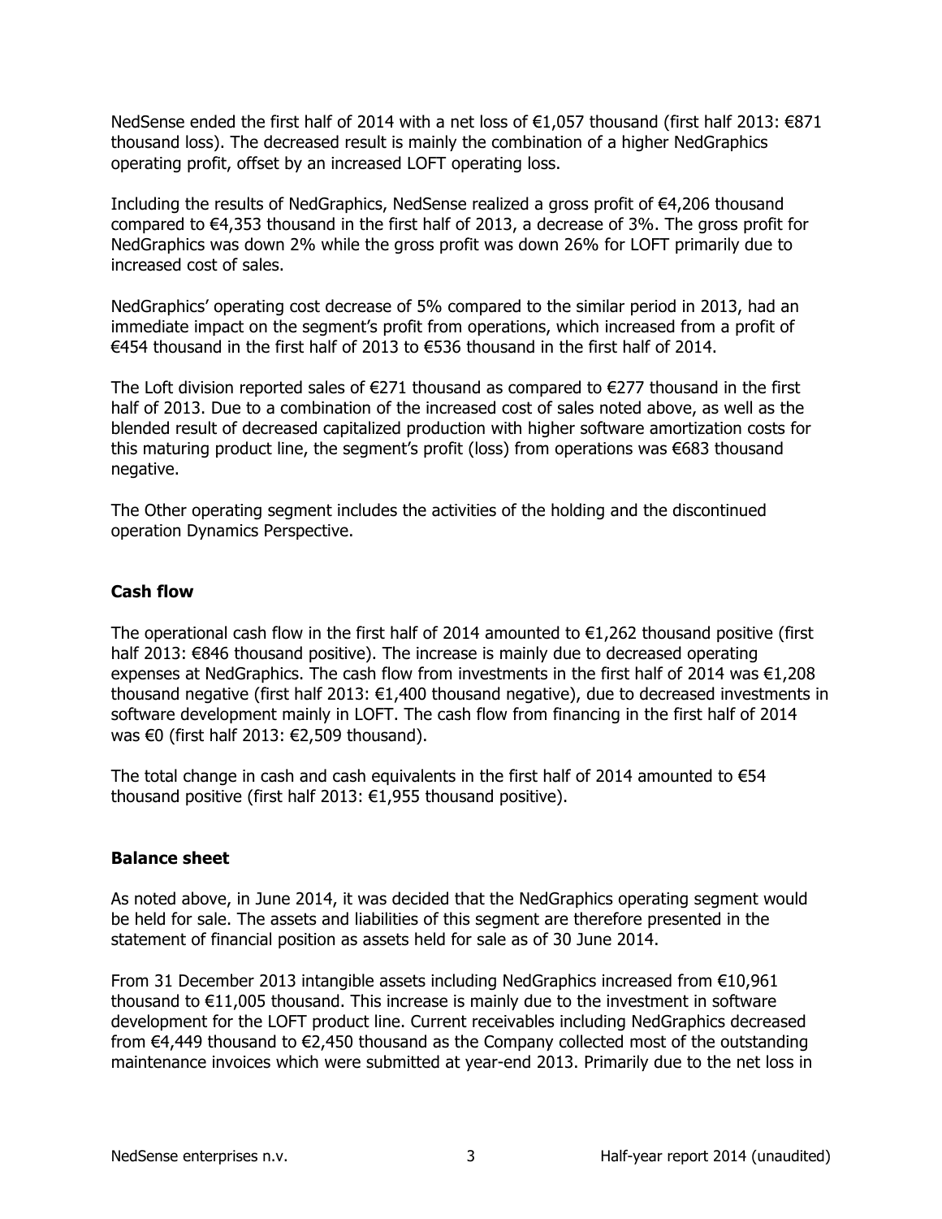NedSense ended the first half of 2014 with a net loss of €1,057 thousand (first half 2013: €871 thousand loss). The decreased result is mainly the combination of a higher NedGraphics operating profit, offset by an increased LOFT operating loss.

Including the results of NedGraphics, NedSense realized a gross profit of €4,206 thousand compared to €4,353 thousand in the first half of 2013, a decrease of 3%. The gross profit for NedGraphics was down 2% while the gross profit was down 26% for LOFT primarily due to increased cost of sales.

NedGraphics' operating cost decrease of 5% compared to the similar period in 2013, had an immediate impact on the segment's profit from operations, which increased from a profit of €454 thousand in the first half of 2013 to €536 thousand in the first half of 2014.

The Loft division reported sales of €271 thousand as compared to €277 thousand in the first half of 2013. Due to a combination of the increased cost of sales noted above, as well as the blended result of decreased capitalized production with higher software amortization costs for this maturing product line, the segment's profit (loss) from operations was €683 thousand negative.

The Other operating segment includes the activities of the holding and the discontinued operation Dynamics Perspective.

## Cash flow

The operational cash flow in the first half of 2014 amounted to €1,262 thousand positive (first half 2013: €846 thousand positive). The increase is mainly due to decreased operating expenses at NedGraphics. The cash flow from investments in the first half of 2014 was €1,208 thousand negative (first half 2013: €1,400 thousand negative), due to decreased investments in software development mainly in LOFT. The cash flow from financing in the first half of 2014 was €0 (first half 2013: €2,509 thousand).

The total change in cash and cash equivalents in the first half of 2014 amounted to €54 thousand positive (first half 2013: €1,955 thousand positive).

## Balance sheet

As noted above, in June 2014, it was decided that the NedGraphics operating segment would be held for sale. The assets and liabilities of this segment are therefore presented in the statement of financial position as assets held for sale as of 30 June 2014.

From 31 December 2013 intangible assets including NedGraphics increased from €10,961 thousand to €11,005 thousand. This increase is mainly due to the investment in software development for the LOFT product line. Current receivables including NedGraphics decreased from €4,449 thousand to €2,450 thousand as the Company collected most of the outstanding maintenance invoices which were submitted at year-end 2013. Primarily due to the net loss in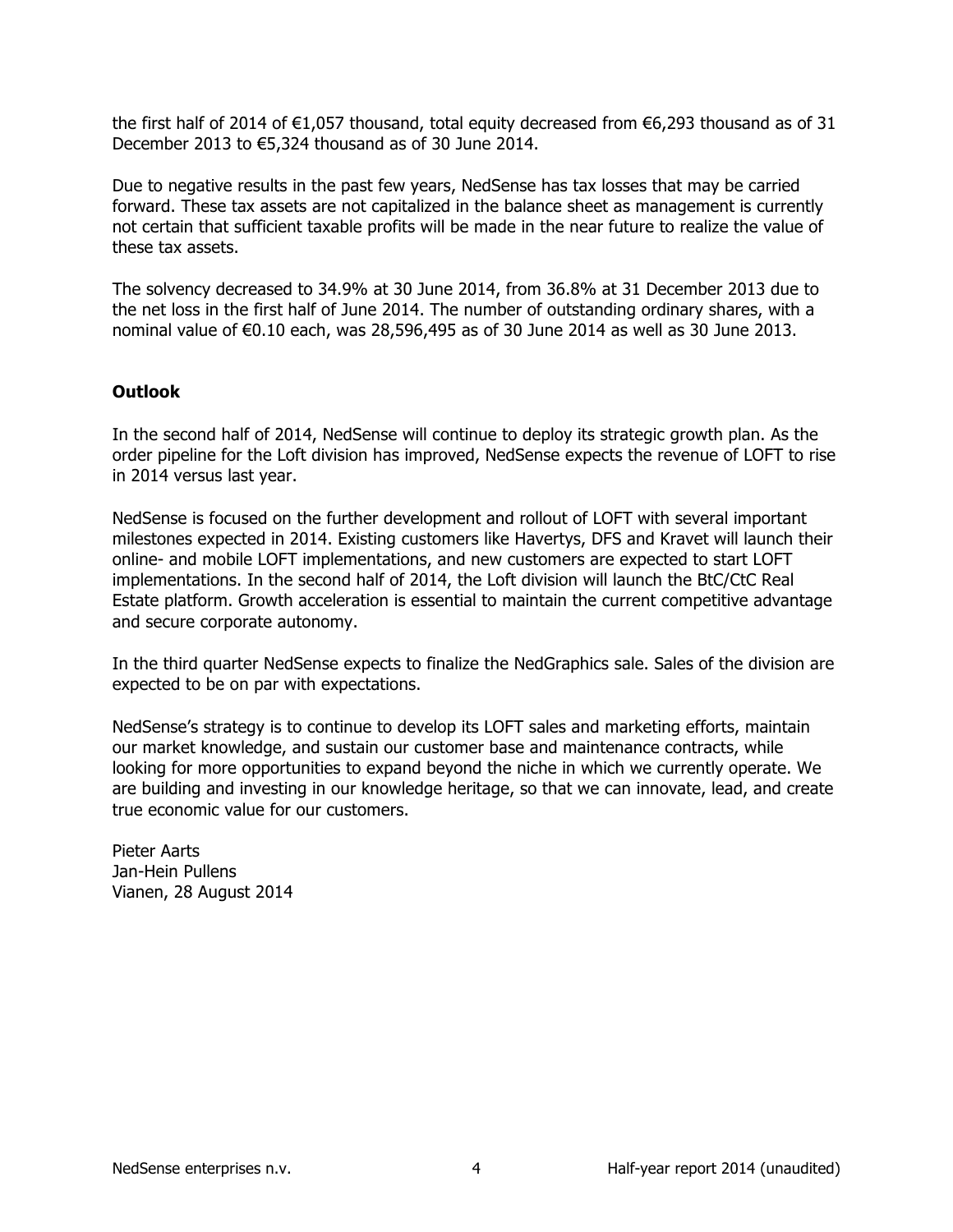the first half of 2014 of €1,057 thousand, total equity decreased from €6,293 thousand as of 31 December 2013 to €5,324 thousand as of 30 June 2014.

Due to negative results in the past few years, NedSense has tax losses that may be carried forward. These tax assets are not capitalized in the balance sheet as management is currently not certain that sufficient taxable profits will be made in the near future to realize the value of these tax assets.

The solvency decreased to 34.9% at 30 June 2014, from 36.8% at 31 December 2013 due to the net loss in the first half of June 2014. The number of outstanding ordinary shares, with a nominal value of €0.10 each, was 28,596,495 as of 30 June 2014 as well as 30 June 2013.

**Outlook**

In the second half of 2014, NedSense will continue to deploy its strategic growth plan. As the order pipeline for the Loft division has improved, NedSense expects the revenue of LOFT to rise in 2014 versus last year.

NedSense is focused on the further development and rollout of LOFT with several important milestones expected in 2014. Existing customers like Havertys, DFS and Kravet will launch their online- and mobile LOFT implementations, and new customers are expected to start LOFT implementations. In the second half of 2014, the Loft division will launch the BtC/CtC Real Estate platform. Growth acceleration is essential to maintain the current competitive advantage and secure corporate autonomy.

In the third quarter NedSense expects to finalize the NedGraphics sale. Sales of the division are expected to be on par with expectations.

NedSense's strategy is to continue to develop its LOFT sales and marketing efforts, maintain our market knowledge, and sustain our customer base and maintenance contracts, while looking for more opportunities to expand beyond the niche in which we currently operate. We are building and investing in our knowledge heritage, so that we can innovate, lead, and create true economic value for our customers.

Pieter Aarts
Jan-Hein Pullens
Vianen, 28 August 2014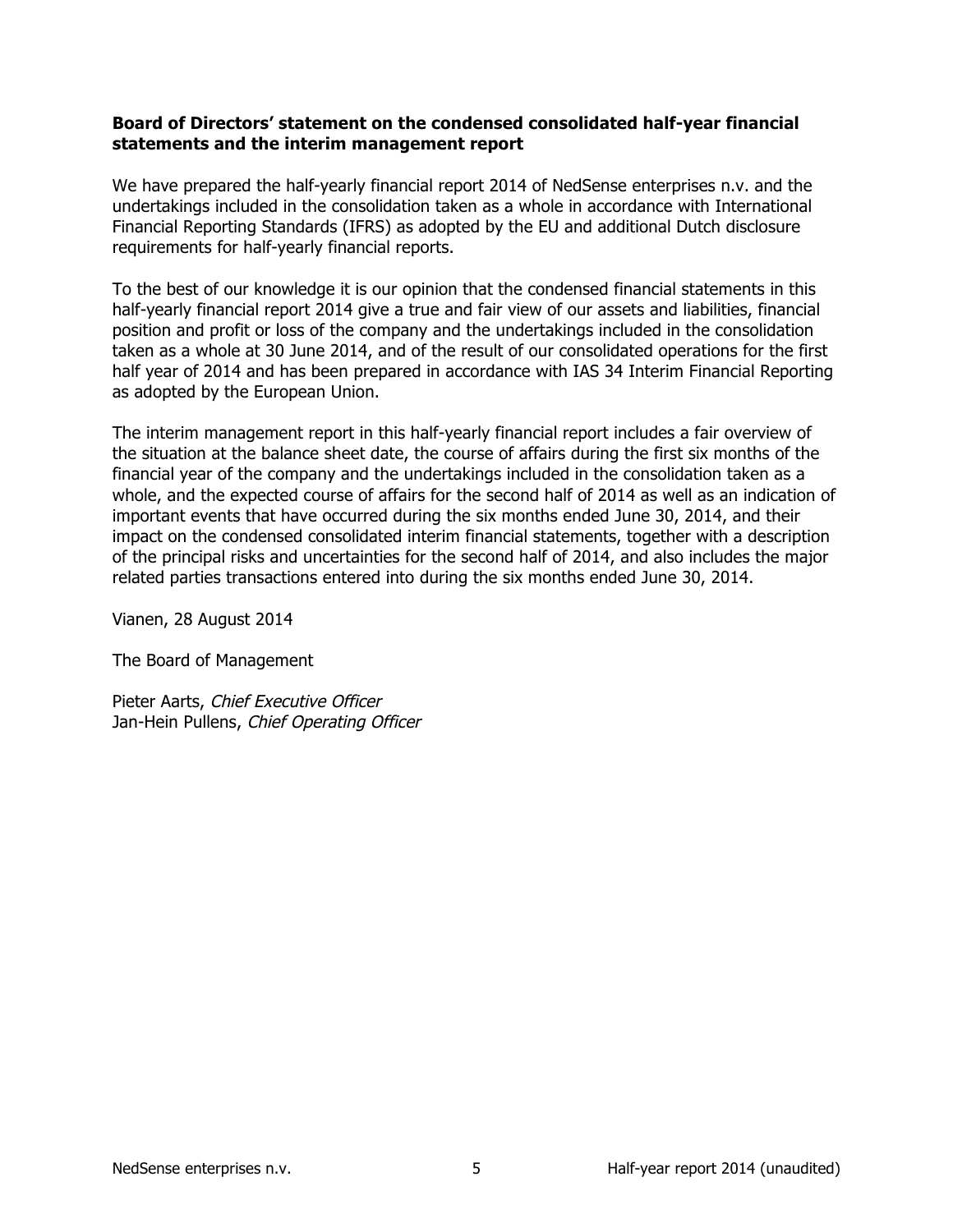**Board of Directors' statement on the condensed consolidated half-year financial statements and the interim management report**

We have prepared the half-yearly financial report 2014 of NedSense enterprises n.v. and the undertakings included in the consolidation taken as a whole in accordance with International Financial Reporting Standards (IFRS) as adopted by the EU and additional Dutch disclosure requirements for half-yearly financial reports.

To the best of our knowledge it is our opinion that the condensed financial statements in this half-yearly financial report 2014 give a true and fair view of our assets and liabilities, financial position and profit or loss of the company and the undertakings included in the consolidation taken as a whole at 30 June 2014, and of the result of our consolidated operations for the first half year of 2014 and has been prepared in accordance with IAS 34 Interim Financial Reporting as adopted by the European Union.

The interim management report in this half-yearly financial report includes a fair overview of the situation at the balance sheet date, the course of affairs during the first six months of the financial year of the company and the undertakings included in the consolidation taken as a whole, and the expected course of affairs for the second half of 2014 as well as an indication of important events that have occurred during the six months ended June 30, 2014, and their impact on the condensed consolidated interim financial statements, together with a description of the principal risks and uncertainties for the second half of 2014, and also includes the major related parties transactions entered into during the six months ended June 30, 2014.

Vianen, 28 August 2014

The Board of Management

Pieter Aarts, *Chief Executive Officer*
Jan-Hein Pullens, *Chief Operating Officer*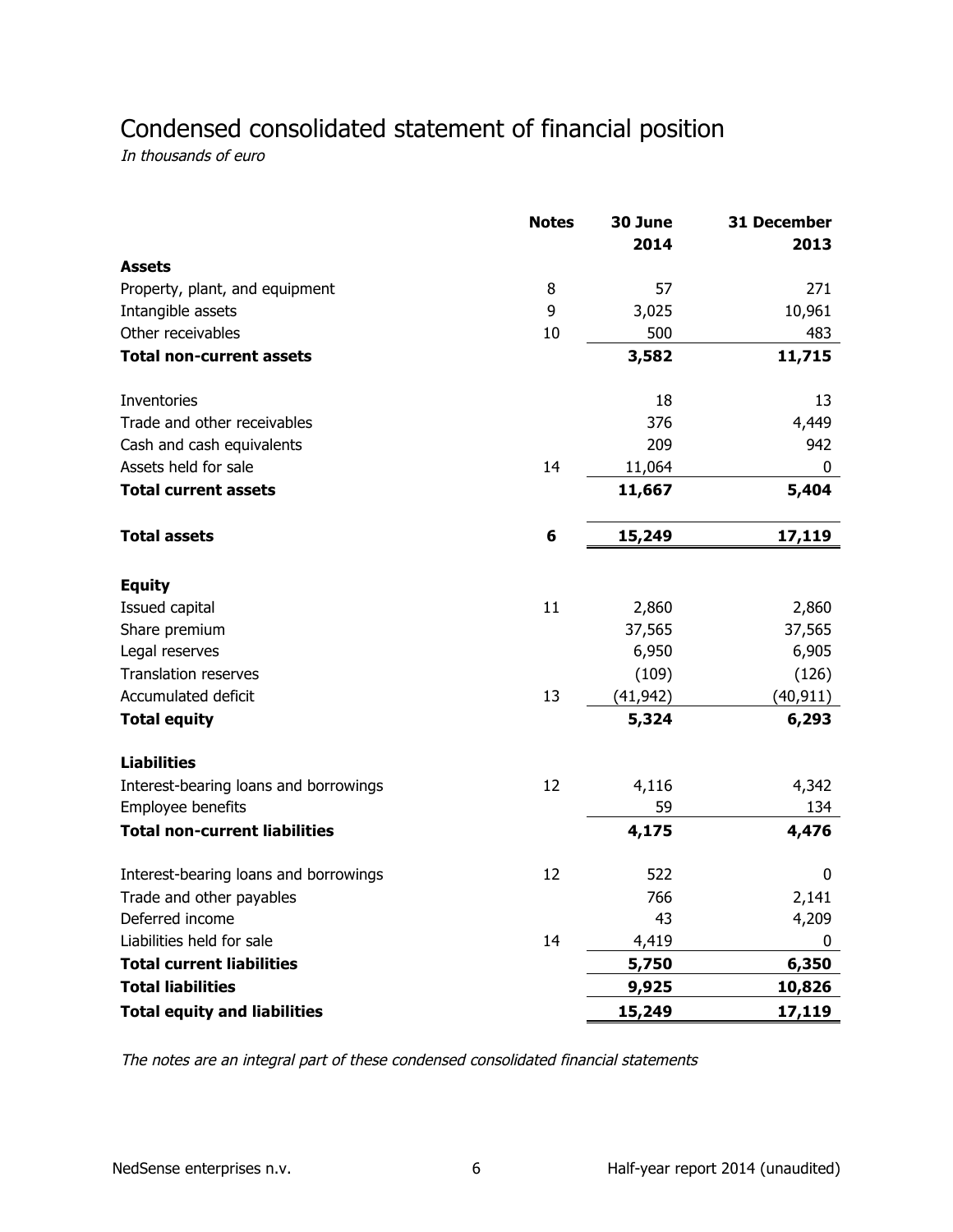# Condensed consolidated statement of financial position

*In thousands of euro*

| | Notes | 30 June 2014 | 31 December 2013 |
|---|---|---|---|
| **Assets** | | | |
| Property, plant, and equipment | 8 | 57 | 271 |
| Intangible assets | 9 | 3,025 | 10,961 |
| Other receivables | 10 | 500 | 483 |
| **Total non-current assets** | | **3,582** | **11,715** |
| | | | |
| Inventories | | 18 | 13 |
| Trade and other receivables | | 376 | 4,449 |
| Cash and cash equivalents | | 209 | 942 |
| Assets held for sale | 14 | 11,064 | 0 |
| **Total current assets** | | **11,667** | **5,404** |
| | | | |
| **Total assets** | **6** | **15,249** | **17,119** |
| | | | |
| **Equity** | | | |
| Issued capital | 11 | 2,860 | 2,860 |
| Share premium | | 37,565 | 37,565 |
| Legal reserves | | 6,950 | 6,905 |
| Translation reserves | | (109) | (126) |
| Accumulated deficit | 13 | (41,942) | (40,911) |
| **Total equity** | | **5,324** | **6,293** |
| | | | |
| **Liabilities** | | | |
| Interest-bearing loans and borrowings | 12 | 4,116 | 4,342 |
| Employee benefits | | 59 | 134 |
| **Total non-current liabilities** | | **4,175** | **4,476** |
| | | | |
| Interest-bearing loans and borrowings | 12 | 522 | 0 |
| Trade and other payables | | 766 | 2,141 |
| Deferred income | | 43 | 4,209 |
| Liabilities held for sale | 14 | 4,419 | 0 |
| **Total current liabilities** | | **5,750** | **6,350** |
| **Total liabilities** | | **9,925** | **10,826** |
| **Total equity and liabilities** | | **15,249** | **17,119** |

*The notes are an integral part of these condensed consolidated financial statements*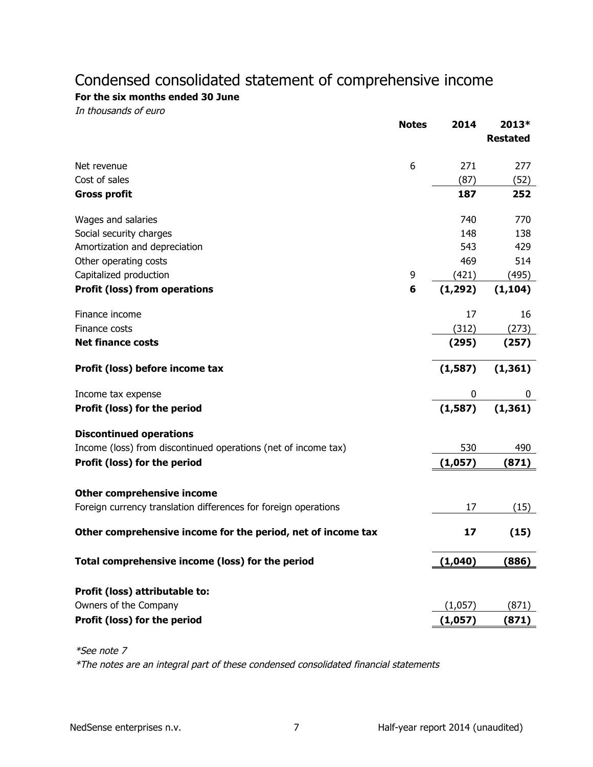# Condensed consolidated statement of comprehensive income

**For the six months ended 30 June**

*In thousands of euro*

| | Notes | 2014 | 2013* Restated |
|---|---|---|---|
| Net revenue | 6 | 271 | 277 |
| Cost of sales | | (87) | (52) |
| **Gross profit** | | **187** | **252** |
| | | | |
| Wages and salaries | | 740 | 770 |
| Social security charges | | 148 | 138 |
| Amortization and depreciation | | 543 | 429 |
| Other operating costs | | 469 | 514 |
| Capitalized production | 9 | (421) | (495) |
| **Profit (loss) from operations** | **6** | **(1,292)** | **(1,104)** |
| | | | |
| Finance income | | 17 | 16 |
| Finance costs | | (312) | (273) |
| **Net finance costs** | | **(295)** | **(257)** |
| | | | |
| **Profit (loss) before income tax** | | **(1,587)** | **(1,361)** |
| | | | |
| Income tax expense | | 0 | 0 |
| **Profit (loss) for the period** | | **(1,587)** | **(1,361)** |
| | | | |
| **Discontinued operations** | | | |
| Income (loss) from discontinued operations (net of income tax) | | 530 | 490 |
| **Profit (loss) for the period** | | **(1,057)** | **(871)** |
| | | | |
| **Other comprehensive income** | | | |
| Foreign currency translation differences for foreign operations | | 17 | (15) |
| | | | |
| **Other comprehensive income for the period, net of income tax** | | **17** | **(15)** |
| | | | |
| **Total comprehensive income (loss) for the period** | | **(1,040)** | **(886)** |
| | | | |
| **Profit (loss) attributable to:** | | | |
| Owners of the Company | | (1,057) | (871) |
| **Profit (loss) for the period** | | **(1,057)** | **(871)** |

*\*See note 7*

*\*The notes are an integral part of these condensed consolidated financial statements*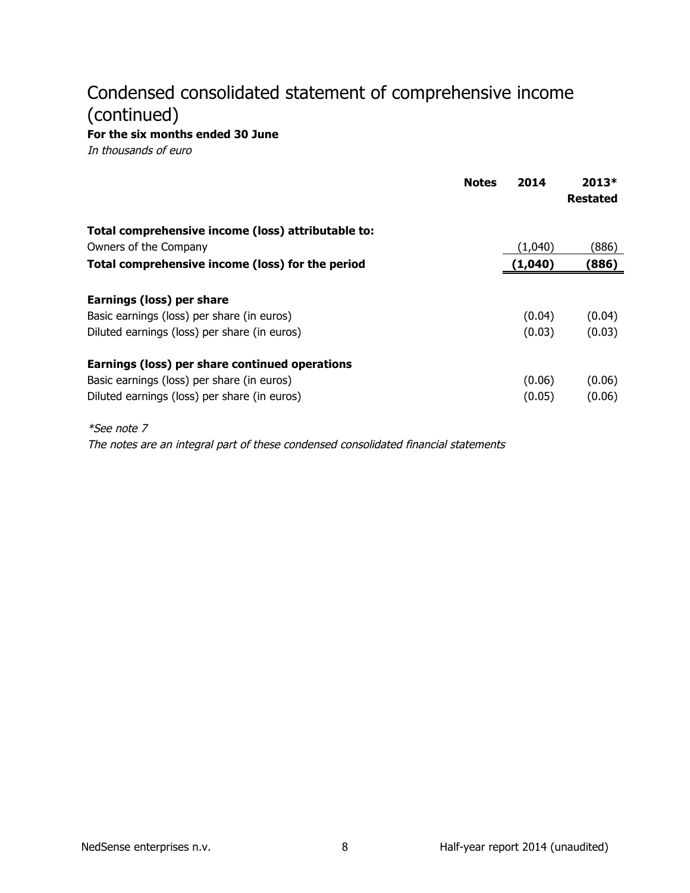# Condensed consolidated statement of comprehensive income (continued)

**For the six months ended 30 June**

*In thousands of euro*

| | Notes | 2014 | 2013* Restated |
|---|---|---|---|
| **Total comprehensive income (loss) attributable to:** | | | |
| Owners of the Company | | (1,040) | (886) |
| **Total comprehensive income (loss) for the period** | | **(1,040)** | **(886)** |
| | | | |
| **Earnings (loss) per share** | | | |
| Basic earnings (loss) per share (in euros) | | (0.04) | (0.04) |
| Diluted earnings (loss) per share (in euros) | | (0.03) | (0.03) |
| | | | |
| **Earnings (loss) per share continued operations** | | | |
| Basic earnings (loss) per share (in euros) | | (0.06) | (0.06) |
| Diluted earnings (loss) per share (in euros) | | (0.05) | (0.06) |

*\*See note 7*

*The notes are an integral part of these condensed consolidated financial statements*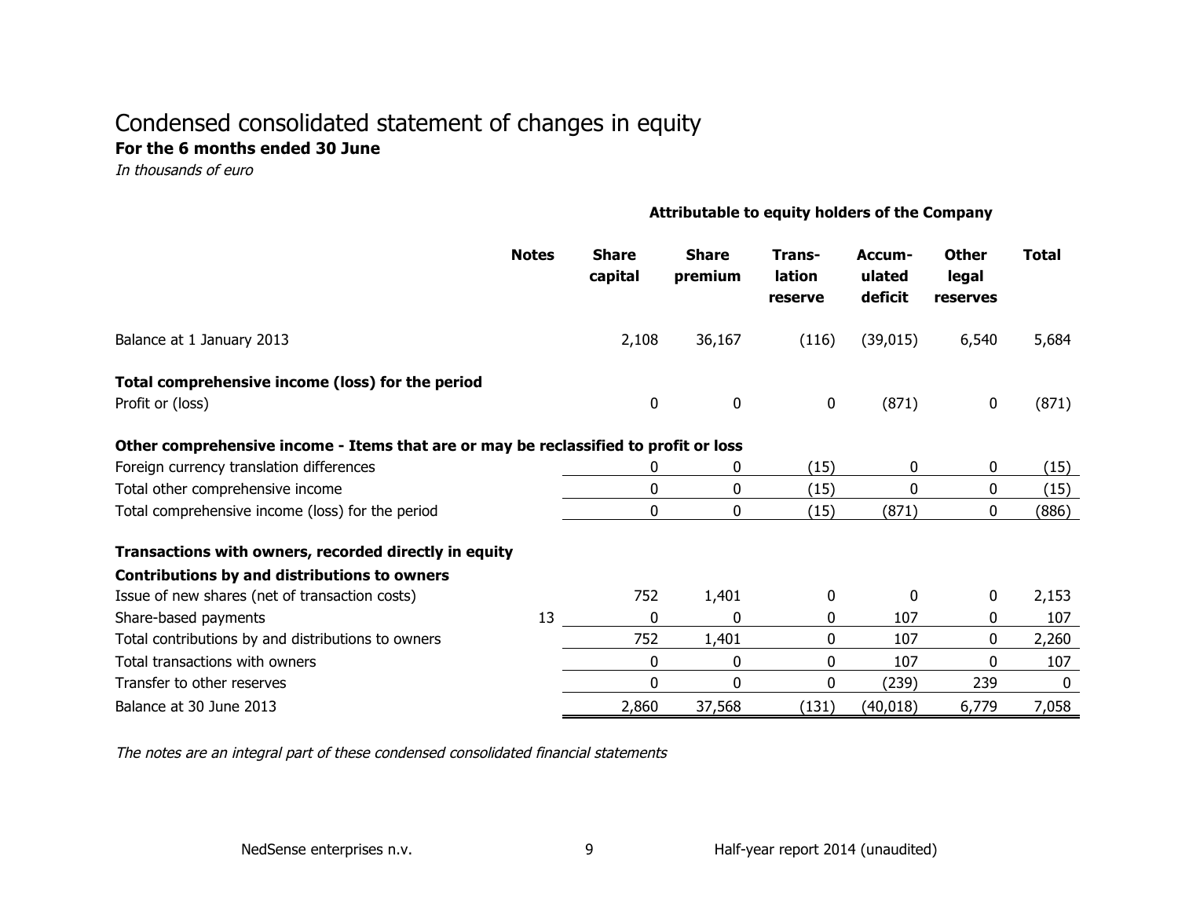# Condensed consolidated statement of changes in equity

**For the 6 months ended 30 June**

*In thousands of euro*

| | Notes | Attributable to equity holders of the Company | | | | | |
|---|---|---|---|---|---|---|---|
| | | **Share capital** | **Share premium** | **Translation reserve** | **Accumulated deficit** | **Other legal reserves** | **Total** |
| Balance at 1 January 2013 | | 2,108 | 36,167 | (116) | (39,015) | 6,540 | 5,684 |
| **Total comprehensive income (loss) for the period** | | | | | | | |
| Profit or (loss) | | 0 | 0 | 0 | (871) | 0 | (871) |
| **Other comprehensive income - Items that are or may be reclassified to profit or loss** | | | | | | | |
| Foreign currency translation differences | | 0 | 0 | (15) | 0 | 0 | (15) |
| Total other comprehensive income | | 0 | 0 | (15) | 0 | 0 | (15) |
| Total comprehensive income (loss) for the period | | 0 | 0 | (15) | (871) | 0 | (886) |
| **Transactions with owners, recorded directly in equity** | | | | | | | |
| **Contributions by and distributions to owners** | | | | | | | |
| Issue of new shares (net of transaction costs) | | 752 | 1,401 | 0 | 0 | 0 | 2,153 |
| Share-based payments | 13 | 0 | 0 | 0 | 107 | 0 | 107 |
| Total contributions by and distributions to owners | | 752 | 1,401 | 0 | 107 | 0 | 2,260 |
| Total transactions with owners | | 0 | 0 | 0 | 107 | 0 | 107 |
| Transfer to other reserves | | 0 | 0 | 0 | (239) | 239 | 0 |
| Balance at 30 June 2013 | | 2,860 | 37,568 | (131) | (40,018) | 6,779 | 7,058 |

*The notes are an integral part of these condensed consolidated financial statements*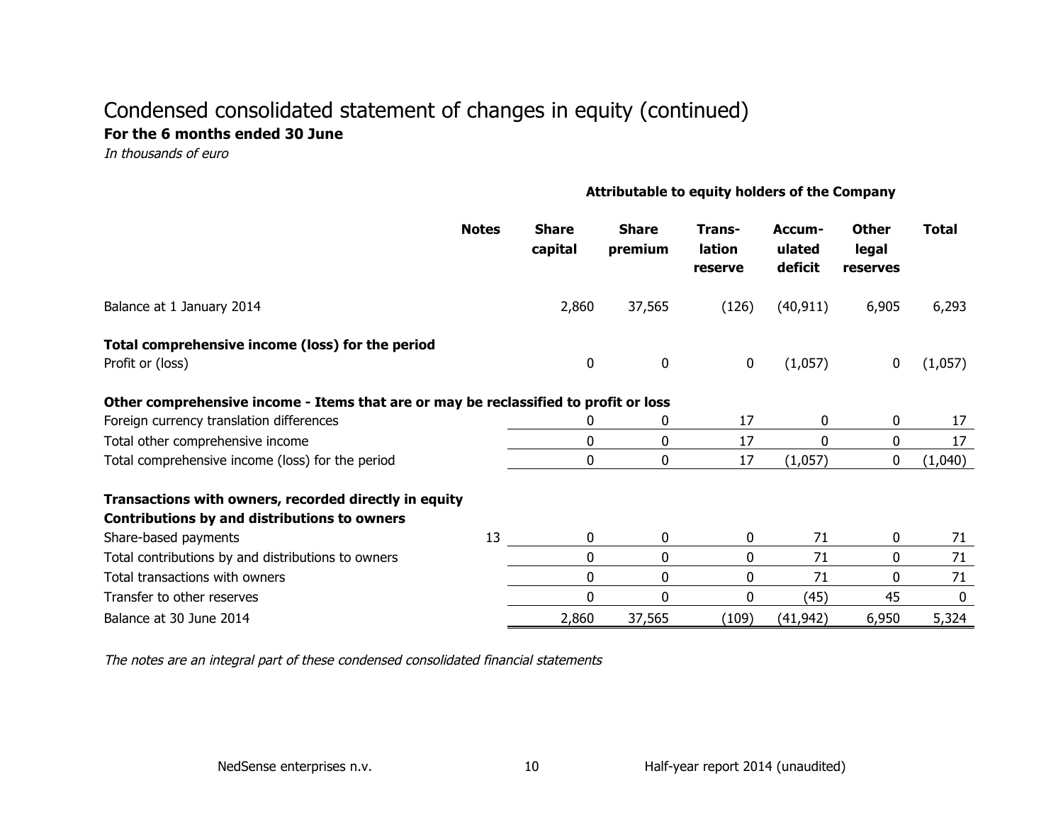# Condensed consolidated statement of changes in equity (continued)

**For the 6 months ended 30 June**

*In thousands of euro*

| | Notes | Attributable to equity holders of the Company | | | | | |
|---|---|---|---|---|---|---|---|
| | | **Share capital** | **Share premium** | **Trans-lation reserve** | **Accum-ulated deficit** | **Other legal reserves** | **Total** |
| Balance at 1 January 2014 | | 2,860 | 37,565 | (126) | (40,911) | 6,905 | 6,293 |
| **Total comprehensive income (loss) for the period** | | | | | | | |
| Profit or (loss) | | 0 | 0 | 0 | (1,057) | 0 | (1,057) |
| **Other comprehensive income - Items that are or may be reclassified to profit or loss** | | | | | | | |
| Foreign currency translation differences | | 0 | 0 | 17 | 0 | 0 | 17 |
| Total other comprehensive income | | 0 | 0 | 17 | 0 | 0 | 17 |
| Total comprehensive income (loss) for the period | | 0 | 0 | 17 | (1,057) | 0 | (1,040) |
| **Transactions with owners, recorded directly in equity** | | | | | | | |
| **Contributions by and distributions to owners** | | | | | | | |
| Share-based payments | 13 | 0 | 0 | 0 | 71 | 0 | 71 |
| Total contributions by and distributions to owners | | 0 | 0 | 0 | 71 | 0 | 71 |
| Total transactions with owners | | 0 | 0 | 0 | 71 | 0 | 71 |
| Transfer to other reserves | | 0 | 0 | 0 | (45) | 45 | 0 |
| Balance at 30 June 2014 | | 2,860 | 37,565 | (109) | (41,942) | 6,950 | 5,324 |

*The notes are an integral part of these condensed consolidated financial statements*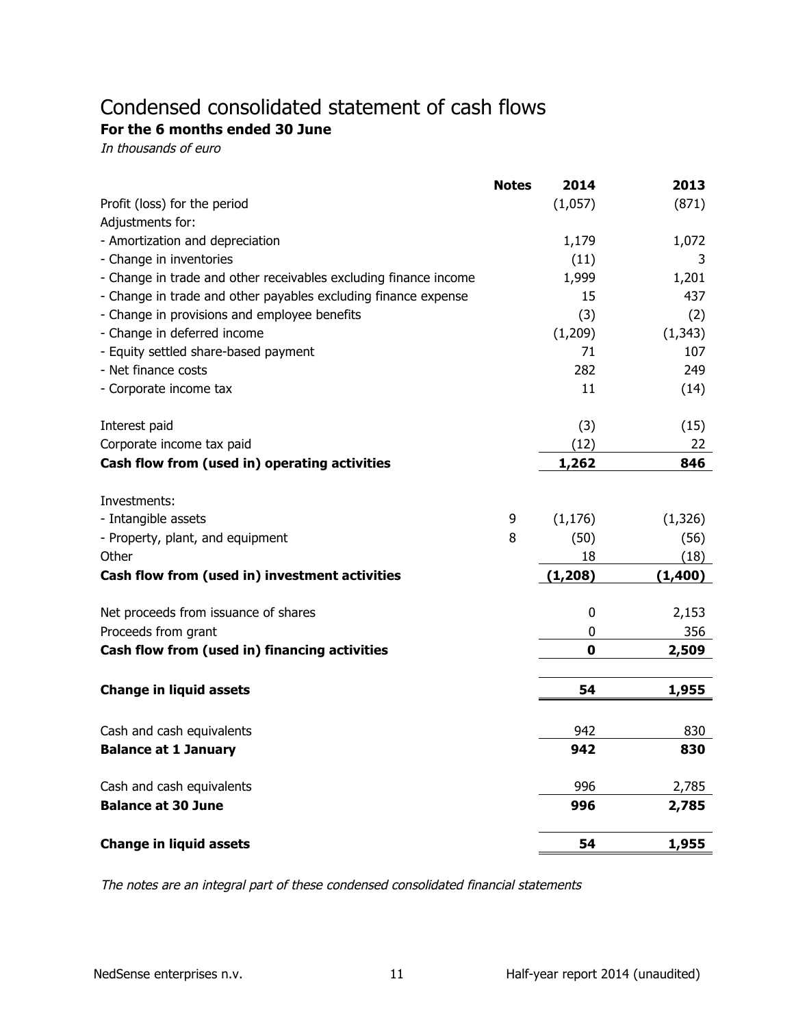# Condensed consolidated statement of cash flows

**For the 6 months ended 30 June**

*In thousands of euro*

| | Notes | 2014 | 2013 |
|---|---|---|---|
| Profit (loss) for the period | | (1,057) | (871) |
| Adjustments for: | | | |
| - Amortization and depreciation | | 1,179 | 1,072 |
| - Change in inventories | | (11) | 3 |
| - Change in trade and other receivables excluding finance income | | 1,999 | 1,201 |
| - Change in trade and other payables excluding finance expense | | 15 | 437 |
| - Change in provisions and employee benefits | | (3) | (2) |
| - Change in deferred income | | (1,209) | (1,343) |
| - Equity settled share-based payment | | 71 | 107 |
| - Net finance costs | | 282 | 249 |
| - Corporate income tax | | 11 | (14) |
| | | | |
| Interest paid | | (3) | (15) |
| Corporate income tax paid | | (12) | 22 |
| **Cash flow from (used in) operating activities** | | **1,262** | **846** |
| | | | |
| Investments: | | | |
| - Intangible assets | 9 | (1,176) | (1,326) |
| - Property, plant, and equipment | 8 | (50) | (56) |
| Other | | 18 | (18) |
| **Cash flow from (used in) investment activities** | | **(1,208)** | **(1,400)** |
| | | | |
| Net proceeds from issuance of shares | | 0 | 2,153 |
| Proceeds from grant | | 0 | 356 |
| **Cash flow from (used in) financing activities** | | **0** | **2,509** |
| | | | |
| **Change in liquid assets** | | **54** | **1,955** |
| | | | |
| Cash and cash equivalents | | 942 | 830 |
| **Balance at 1 January** | | **942** | **830** |
| | | | |
| Cash and cash equivalents | | 996 | 2,785 |
| **Balance at 30 June** | | **996** | **2,785** |
| | | | |
| **Change in liquid assets** | | **54** | **1,955** |

*The notes are an integral part of these condensed consolidated financial statements*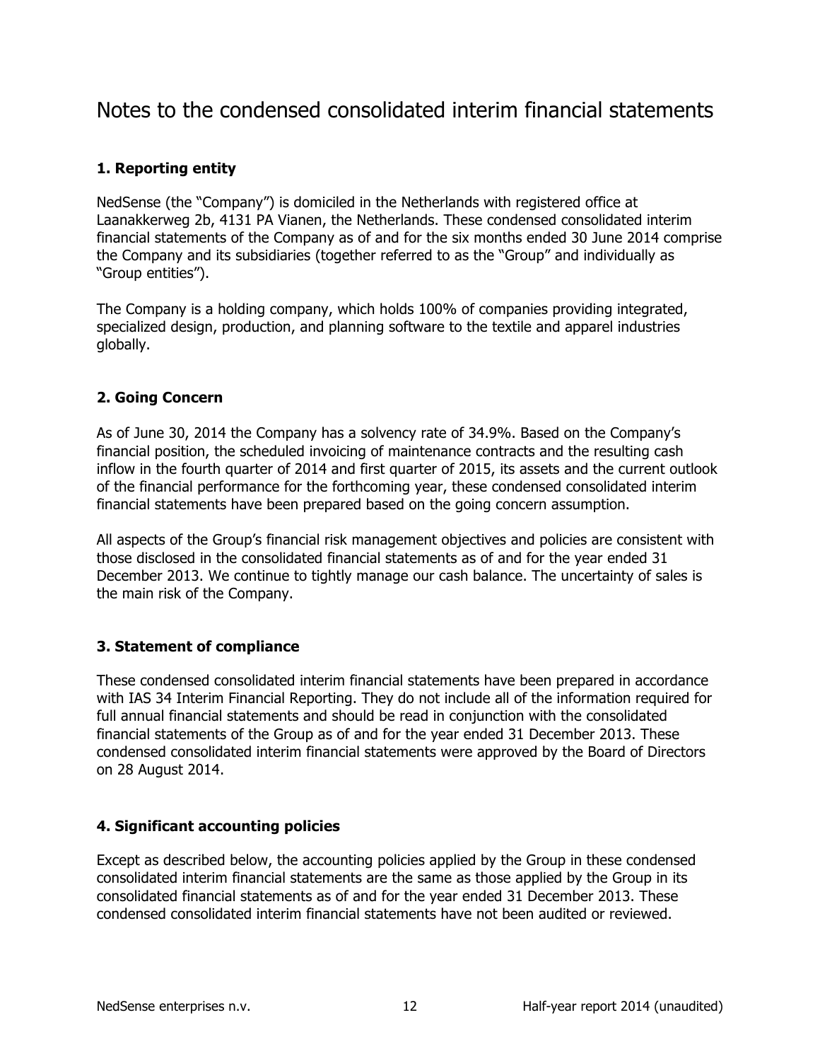# Notes to the condensed consolidated interim financial statements

## 1. Reporting entity

NedSense (the "Company") is domiciled in the Netherlands with registered office at Laanakkerweg 2b, 4131 PA Vianen, the Netherlands. These condensed consolidated interim financial statements of the Company as of and for the six months ended 30 June 2014 comprise the Company and its subsidiaries (together referred to as the "Group" and individually as "Group entities").

The Company is a holding company, which holds 100% of companies providing integrated, specialized design, production, and planning software to the textile and apparel industries globally.

## 2. Going Concern

As of June 30, 2014 the Company has a solvency rate of 34.9%. Based on the Company's financial position, the scheduled invoicing of maintenance contracts and the resulting cash inflow in the fourth quarter of 2014 and first quarter of 2015, its assets and the current outlook of the financial performance for the forthcoming year, these condensed consolidated interim financial statements have been prepared based on the going concern assumption.

All aspects of the Group's financial risk management objectives and policies are consistent with those disclosed in the consolidated financial statements as of and for the year ended 31 December 2013. We continue to tightly manage our cash balance. The uncertainty of sales is the main risk of the Company.

## 3. Statement of compliance

These condensed consolidated interim financial statements have been prepared in accordance with IAS 34 Interim Financial Reporting. They do not include all of the information required for full annual financial statements and should be read in conjunction with the consolidated financial statements of the Group as of and for the year ended 31 December 2013. These condensed consolidated interim financial statements were approved by the Board of Directors on 28 August 2014.

## 4. Significant accounting policies

Except as described below, the accounting policies applied by the Group in these condensed consolidated interim financial statements are the same as those applied by the Group in its consolidated financial statements as of and for the year ended 31 December 2013. These condensed consolidated interim financial statements have not been audited or reviewed.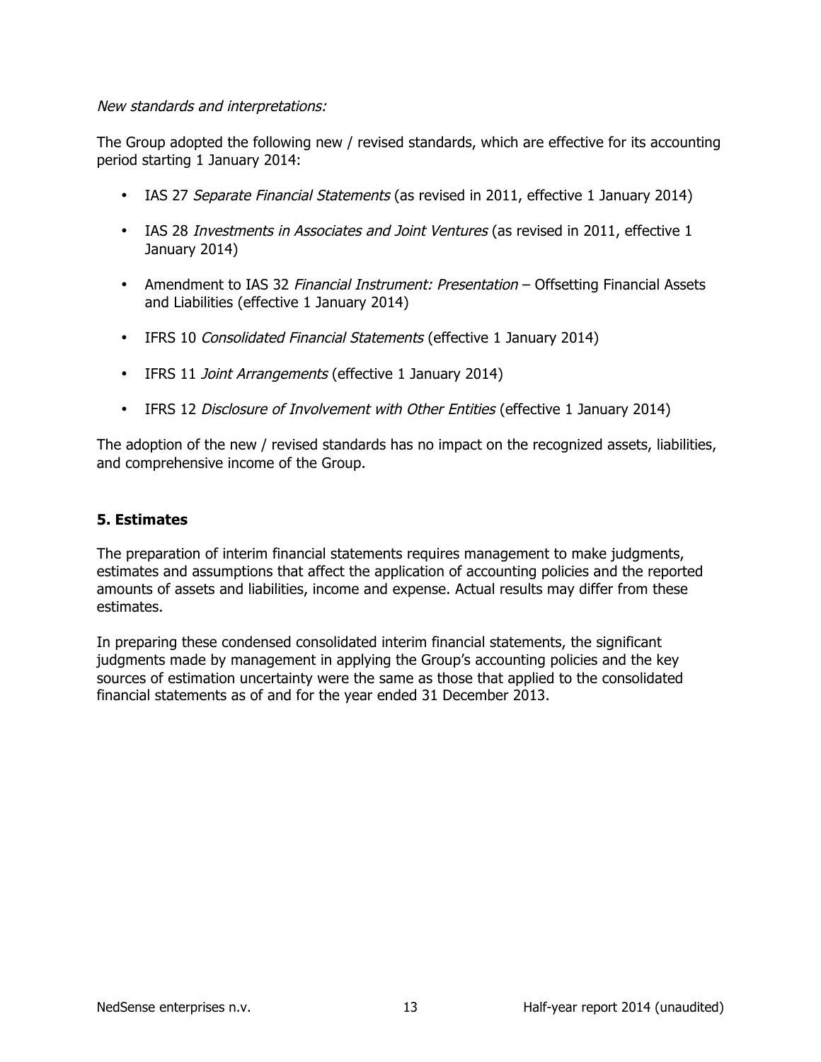*New standards and interpretations:*

The Group adopted the following new / revised standards, which are effective for its accounting period starting 1 January 2014:

- IAS 27 *Separate Financial Statements* (as revised in 2011, effective 1 January 2014)
- IAS 28 *Investments in Associates and Joint Ventures* (as revised in 2011, effective 1 January 2014)
- Amendment to IAS 32 *Financial Instrument: Presentation* – Offsetting Financial Assets and Liabilities (effective 1 January 2014)
- IFRS 10 *Consolidated Financial Statements* (effective 1 January 2014)
- IFRS 11 *Joint Arrangements* (effective 1 January 2014)
- IFRS 12 *Disclosure of Involvement with Other Entities* (effective 1 January 2014)

The adoption of the new / revised standards has no impact on the recognized assets, liabilities, and comprehensive income of the Group.

## 5. Estimates

The preparation of interim financial statements requires management to make judgments, estimates and assumptions that affect the application of accounting policies and the reported amounts of assets and liabilities, income and expense. Actual results may differ from these estimates.

In preparing these condensed consolidated interim financial statements, the significant judgments made by management in applying the Group's accounting policies and the key sources of estimation uncertainty were the same as those that applied to the consolidated financial statements as of and for the year ended 31 December 2013.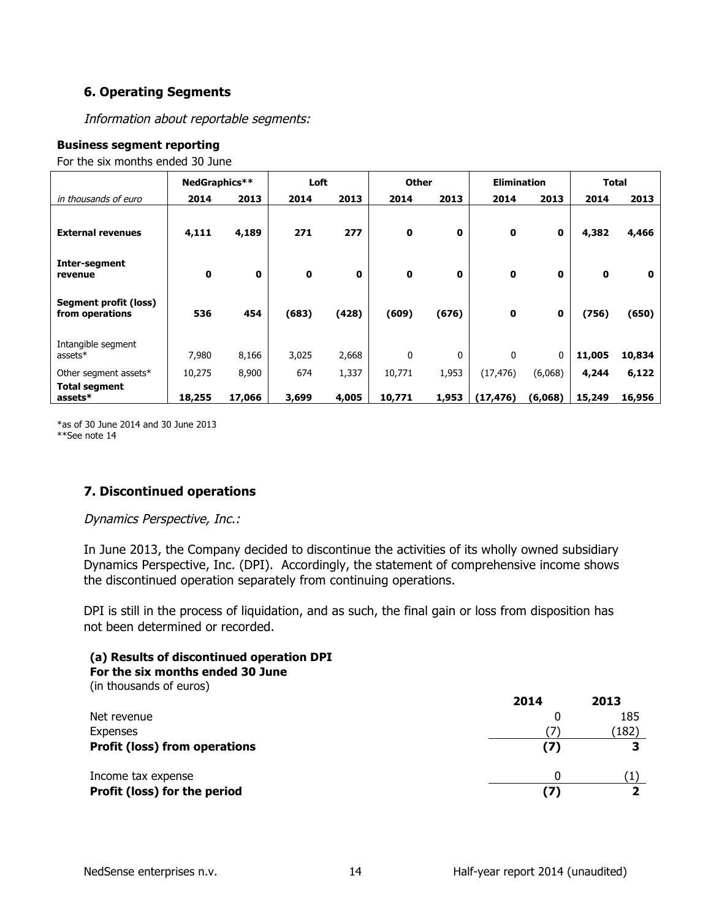## 6. Operating Segments

*Information about reportable segments:*

**Business segment reporting**

For the six months ended 30 June

| | NedGraphics** | | Loft | | Other | | Elimination | | Total | |
|---|---|---|---|---|---|---|---|---|---|---|
| *in thousands of euro* | 2014 | 2013 | 2014 | 2013 | 2014 | 2013 | 2014 | 2013 | 2014 | 2013 |
| **External revenues** | **4,111** | **4,189** | **271** | **277** | **0** | **0** | **0** | **0** | **4,382** | **4,466** |
| **Inter-segment revenue** | **0** | **0** | **0** | **0** | **0** | **0** | **0** | **0** | **0** | **0** |
| **Segment profit (loss) from operations** | **536** | **454** | **(683)** | **(428)** | **(609)** | **(676)** | **0** | **0** | **(756)** | **(650)** |
| Intangible segment assets* | 7,980 | 8,166 | 3,025 | 2,668 | 0 | 0 | 0 | 0 | **11,005** | **10,834** |
| Other segment assets* | 10,275 | 8,900 | 674 | 1,337 | 10,771 | 1,953 | (17,476) | (6,068) | **4,244** | **6,122** |
| **Total segment assets*** | **18,255** | **17,066** | **3,699** | **4,005** | **10,771** | **1,953** | **(17,476)** | **(6,068)** | **15,249** | **16,956** |

*as of 30 June 2014 and 30 June 2013
**See note 14

## 7. Discontinued operations

*Dynamics Perspective, Inc.:*

In June 2013, the Company decided to discontinue the activities of its wholly owned subsidiary Dynamics Perspective, Inc. (DPI). Accordingly, the statement of comprehensive income shows the discontinued operation separately from continuing operations.

DPI is still in the process of liquidation, and as such, the final gain or loss from disposition has not been determined or recorded.

**(a) Results of discontinued operation DPI**
**For the six months ended 30 June**
(in thousands of euros)

| | 2014 | 2013 |
|---|---|---|
| Net revenue | 0 | 185 |
| Expenses | (7) | (182) |
| **Profit (loss) from operations** | **(7)** | **3** |
| Income tax expense | 0 | (1) |
| **Profit (loss) for the period** | **(7)** | **2** |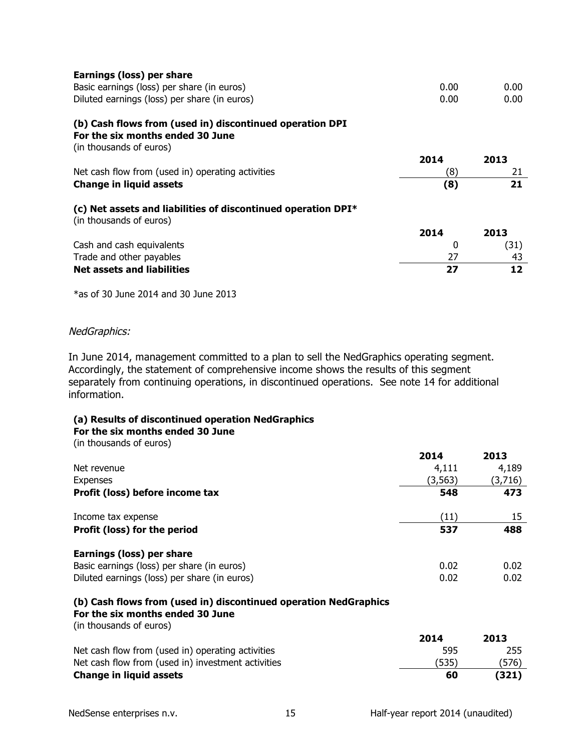**Earnings (loss) per share**

| | | |
|---|---|---|
| Basic earnings (loss) per share (in euros) | 0.00 | 0.00 |
| Diluted earnings (loss) per share (in euros) | 0.00 | 0.00 |

**(b) Cash flows from (used in) discontinued operation DPI**
**For the six months ended 30 June**
(in thousands of euros)

| | **2014** | **2013** |
|---|---|---|
| Net cash flow from (used in) operating activities | (8) | 21 |
| **Change in liquid assets** | **(8)** | **21** |

**(c) Net assets and liabilities of discontinued operation DPI***
(in thousands of euros)

| | **2014** | **2013** |
|---|---|---|
| Cash and cash equivalents | 0 | (31) |
| Trade and other payables | 27 | 43 |
| **Net assets and liabilities** | **27** | **12** |

*as of 30 June 2014 and 30 June 2013

*NedGraphics:*

In June 2014, management committed to a plan to sell the NedGraphics operating segment. Accordingly, the statement of comprehensive income shows the results of this segment separately from continuing operations, in discontinued operations. See note 14 for additional information.

**(a) Results of discontinued operation NedGraphics**
**For the six months ended 30 June**
(in thousands of euros)

| | **2014** | **2013** |
|---|---|---|
| Net revenue | 4,111 | 4,189 |
| Expenses | (3,563) | (3,716) |
| **Profit (loss) before income tax** | **548** | **473** |
| Income tax expense | (11) | 15 |
| **Profit (loss) for the period** | **537** | **488** |

**Earnings (loss) per share**

| | | |
|---|---|---|
| Basic earnings (loss) per share (in euros) | 0.02 | 0.02 |
| Diluted earnings (loss) per share (in euros) | 0.02 | 0.02 |

**(b) Cash flows from (used in) discontinued operation NedGraphics**
**For the six months ended 30 June**
(in thousands of euros)

| | **2014** | **2013** |
|---|---|---|
| Net cash flow from (used in) operating activities | 595 | 255 |
| Net cash flow from (used in) investment activities | (535) | (576) |
| **Change in liquid assets** | **60** | **(321)** |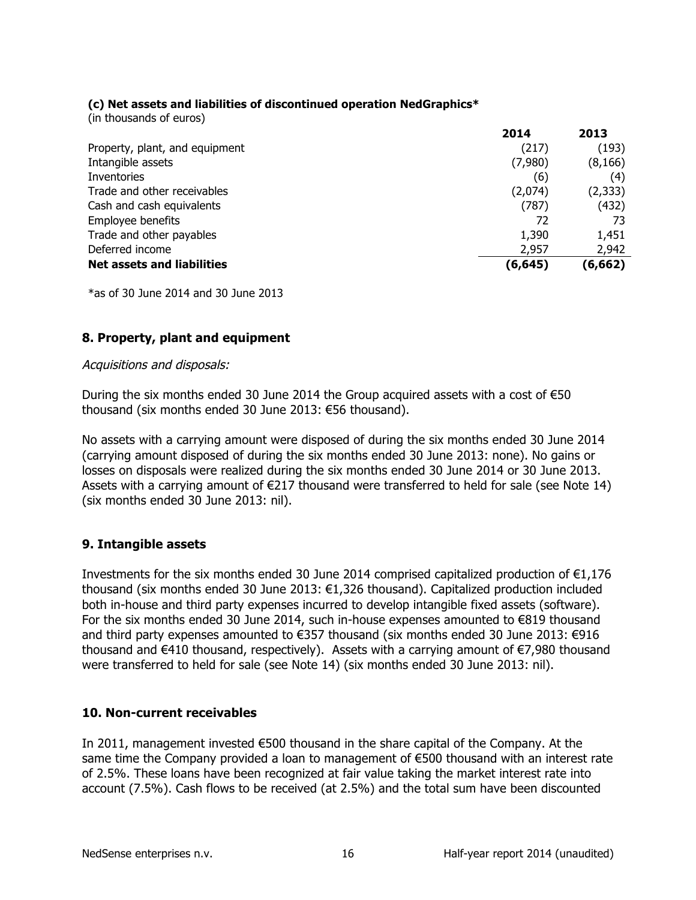**(c) Net assets and liabilities of discontinued operation NedGraphics***

(in thousands of euros)

| | 2014 | 2013 |
|---|---|---|
| Property, plant, and equipment | (217) | (193) |
| Intangible assets | (7,980) | (8,166) |
| Inventories | (6) | (4) |
| Trade and other receivables | (2,074) | (2,333) |
| Cash and cash equivalents | (787) | (432) |
| Employee benefits | 72 | 73 |
| Trade and other payables | 1,390 | 1,451 |
| Deferred income | 2,957 | 2,942 |
| **Net assets and liabilities** | **(6,645)** | **(6,662)** |

*as of 30 June 2014 and 30 June 2013

## 8. Property, plant and equipment

*Acquisitions and disposals:*

During the six months ended 30 June 2014 the Group acquired assets with a cost of €50 thousand (six months ended 30 June 2013: €56 thousand).

No assets with a carrying amount were disposed of during the six months ended 30 June 2014 (carrying amount disposed of during the six months ended 30 June 2013: none). No gains or losses on disposals were realized during the six months ended 30 June 2014 or 30 June 2013. Assets with a carrying amount of €217 thousand were transferred to held for sale (see Note 14) (six months ended 30 June 2013: nil).

## 9. Intangible assets

Investments for the six months ended 30 June 2014 comprised capitalized production of €1,176 thousand (six months ended 30 June 2013: €1,326 thousand). Capitalized production included both in-house and third party expenses incurred to develop intangible fixed assets (software). For the six months ended 30 June 2014, such in-house expenses amounted to €819 thousand and third party expenses amounted to €357 thousand (six months ended 30 June 2013: €916 thousand and €410 thousand, respectively). Assets with a carrying amount of €7,980 thousand were transferred to held for sale (see Note 14) (six months ended 30 June 2013: nil).

## 10. Non-current receivables

In 2011, management invested €500 thousand in the share capital of the Company. At the same time the Company provided a loan to management of €500 thousand with an interest rate of 2.5%. These loans have been recognized at fair value taking the market interest rate into account (7.5%). Cash flows to be received (at 2.5%) and the total sum have been discounted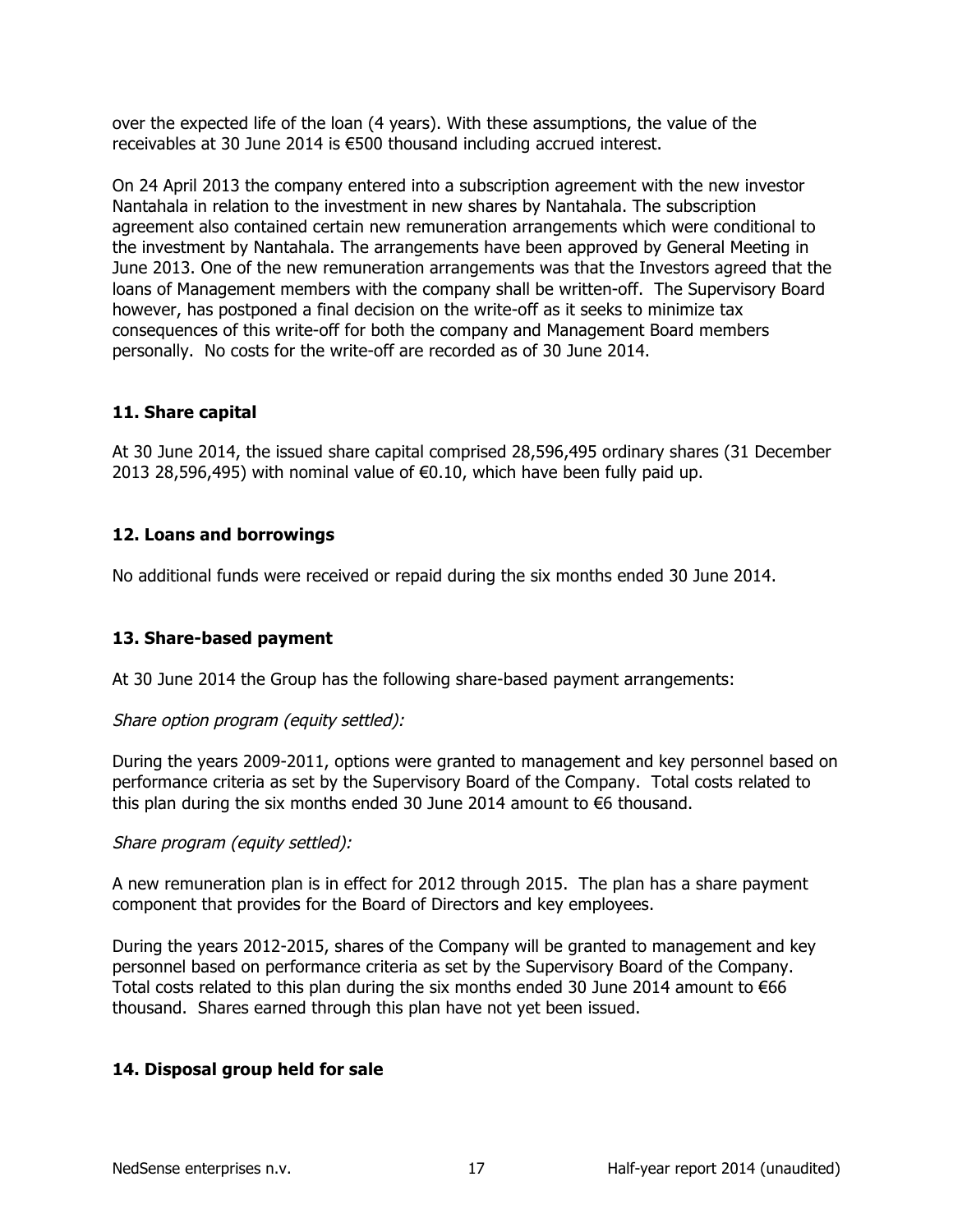over the expected life of the loan (4 years). With these assumptions, the value of the receivables at 30 June 2014 is €500 thousand including accrued interest.

On 24 April 2013 the company entered into a subscription agreement with the new investor Nantahala in relation to the investment in new shares by Nantahala. The subscription agreement also contained certain new remuneration arrangements which were conditional to the investment by Nantahala. The arrangements have been approved by General Meeting in June 2013. One of the new remuneration arrangements was that the Investors agreed that the loans of Management members with the company shall be written-off. The Supervisory Board however, has postponed a final decision on the write-off as it seeks to minimize tax consequences of this write-off for both the company and Management Board members personally. No costs for the write-off are recorded as of 30 June 2014.

## 11. Share capital

At 30 June 2014, the issued share capital comprised 28,596,495 ordinary shares (31 December 2013 28,596,495) with nominal value of €0.10, which have been fully paid up.

## 12. Loans and borrowings

No additional funds were received or repaid during the six months ended 30 June 2014.

## 13. Share-based payment

At 30 June 2014 the Group has the following share-based payment arrangements:

*Share option program (equity settled):*

During the years 2009-2011, options were granted to management and key personnel based on performance criteria as set by the Supervisory Board of the Company. Total costs related to this plan during the six months ended 30 June 2014 amount to €6 thousand.

*Share program (equity settled):*

A new remuneration plan is in effect for 2012 through 2015. The plan has a share payment component that provides for the Board of Directors and key employees.

During the years 2012-2015, shares of the Company will be granted to management and key personnel based on performance criteria as set by the Supervisory Board of the Company. Total costs related to this plan during the six months ended 30 June 2014 amount to €66 thousand. Shares earned through this plan have not yet been issued.

## 14. Disposal group held for sale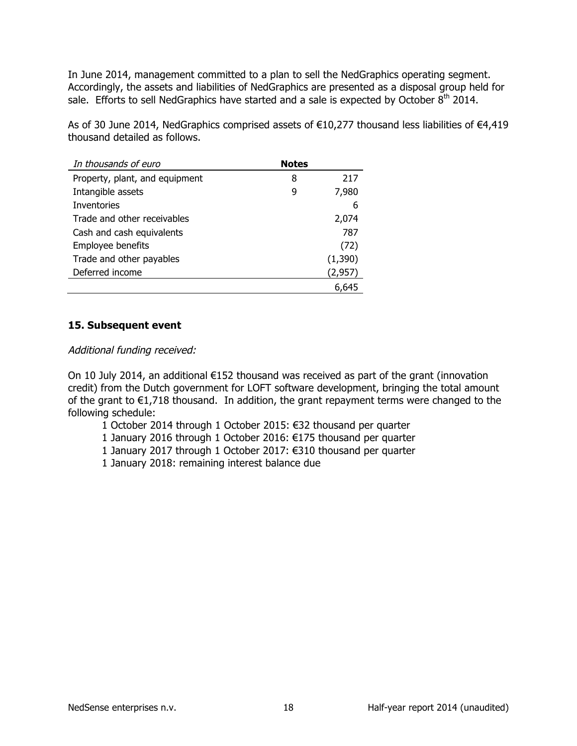In June 2014, management committed to a plan to sell the NedGraphics operating segment. Accordingly, the assets and liabilities of NedGraphics are presented as a disposal group held for sale. Efforts to sell NedGraphics have started and a sale is expected by October 8th 2014.

As of 30 June 2014, NedGraphics comprised assets of €10,277 thousand less liabilities of €4,419 thousand detailed as follows.

| *In thousands of euro* | **Notes** | |
|---|---|---|
| Property, plant, and equipment | 8 | 217 |
| Intangible assets | 9 | 7,980 |
| Inventories | | 6 |
| Trade and other receivables | | 2,074 |
| Cash and cash equivalents | | 787 |
| Employee benefits | | (72) |
| Trade and other payables | | (1,390) |
| Deferred income | | (2,957) |
| | | 6,645 |

### 15. Subsequent event

*Additional funding received:*

On 10 July 2014, an additional €152 thousand was received as part of the grant (innovation credit) from the Dutch government for LOFT software development, bringing the total amount of the grant to €1,718 thousand. In addition, the grant repayment terms were changed to the following schedule:

- 1 October 2014 through 1 October 2015: €32 thousand per quarter
- 1 January 2016 through 1 October 2016: €175 thousand per quarter
- 1 January 2017 through 1 October 2017: €310 thousand per quarter
- 1 January 2018: remaining interest balance due